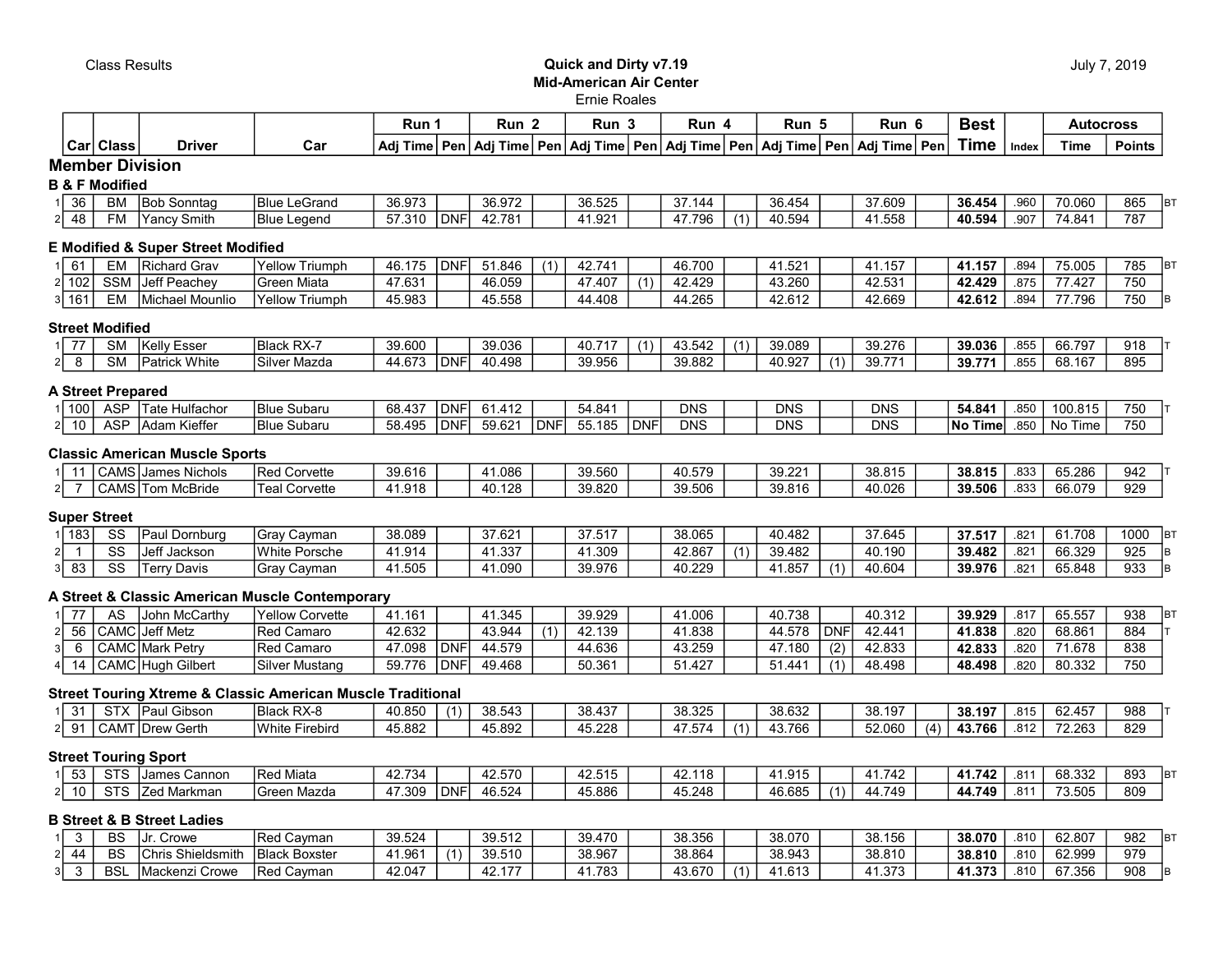Class Results

**Quick and Dirty v7.19**
**Mid-American Air Center**
Ernie Roales

July 7, 2019

| | Car | Class | Driver | Car | Run 1 | | Run 2 | | Run 3 | | Run 4 | | Run 5 | | Run 6 | | Best | | Autocross | | |
|---|---|---|---|---|---|---|---|---|---|---|---|---|---|---|---|---|---|---|---|---|---|
| | | | | | Adj Time | Pen | Adj Time | Pen | Adj Time | Pen | Adj Time | Pen | Adj Time | Pen | Adj Time | Pen | Time | Index | Time | Points | |
| **Member Division** | | | | | | | | | | | | | | | | | | | | | |
| **B & F Modified** | | | | | | | | | | | | | | | | | | | | | |
| 1 | 36 | BM | Bob Sonntag | Blue LeGrand | 36.973 | | 36.972 | | 36.525 | | 37.144 | | 36.454 | | 37.609 | | **36.454** | .960 | 70.060 | 865 | BT |
| 2 | 48 | FM | Yancy Smith | Blue Legend | 57.310 | DNF | 42.781 | | 41.921 | | 47.796 | (1) | 40.594 | | 41.558 | | **40.594** | .907 | 74.841 | 787 | |
| **E Modified & Super Street Modified** | | | | | | | | | | | | | | | | | | | | | |
| 1 | 61 | EM | Richard Grav | Yellow Triumph | 46.175 | DNF | 51.846 | (1) | 42.741 | | 46.700 | | 41.521 | | 41.157 | | **41.157** | .894 | 75.005 | 785 | BT |
| 2 | 102 | SSM | Jeff Peachey | Green Miata | 47.631 | | 46.059 | | 47.407 | (1) | 42.429 | | 43.260 | | 42.531 | | **42.429** | .875 | 77.427 | 750 | |
| 3 | 161 | EM | Michael Mounlio | Yellow Triumph | 45.983 | | 45.558 | | 44.408 | | 44.265 | | 42.612 | | 42.669 | | **42.612** | .894 | 77.796 | 750 | B |
| **Street Modified** | | | | | | | | | | | | | | | | | | | | | |
| 1 | 77 | SM | Kelly Esser | Black RX-7 | 39.600 | | 39.036 | | 40.717 | (1) | 43.542 | (1) | 39.089 | | 39.276 | | **39.036** | .855 | 66.797 | 918 | T |
| 2 | 8 | SM | Patrick White | Silver Mazda | 44.673 | DNF | 40.498 | | 39.956 | | 39.882 | | 40.927 | (1) | 39.771 | | **39.771** | .855 | 68.167 | 895 | |
| **A Street Prepared** | | | | | | | | | | | | | | | | | | | | | |
| 1 | 100 | ASP | Tate Hulfachor | Blue Subaru | 68.437 | DNF | 61.412 | | 54.841 | | DNS | | DNS | | DNS | | **54.841** | .850 | 100.815 | 750 | T |
| 2 | 10 | ASP | Adam Kieffer | Blue Subaru | 58.495 | DNF | 59.621 | DNF | 55.185 | DNF | DNS | | DNS | | DNS | | **No Time** | .850 | No Time | 750 | |
| **Classic American Muscle Sports** | | | | | | | | | | | | | | | | | | | | | |
| 1 | 11 | CAMS | James Nichols | Red Corvette | 39.616 | | 41.086 | | 39.560 | | 40.579 | | 39.221 | | 38.815 | | **38.815** | .833 | 65.286 | 942 | T |
| 2 | 7 | CAMS | Tom McBride | Teal Corvette | 41.918 | | 40.128 | | 39.820 | | 39.506 | | 39.816 | | 40.026 | | **39.506** | .833 | 66.079 | 929 | |
| **Super Street** | | | | | | | | | | | | | | | | | | | | | |
| 1 | 183 | SS | Paul Dornburg | Gray Cayman | 38.089 | | 37.621 | | 37.517 | | 38.065 | | 40.482 | | 37.645 | | **37.517** | .821 | 61.708 | 1000 | BT |
| 2 | 1 | SS | Jeff Jackson | White Porsche | 41.914 | | 41.337 | | 41.309 | | 42.867 | (1) | 39.482 | | 40.190 | | **39.482** | .821 | 66.329 | 925 | B |
| 3 | 83 | SS | Terry Davis | Gray Cayman | 41.505 | | 41.090 | | 39.976 | | 40.229 | | 41.857 | (1) | 40.604 | | **39.976** | .821 | 65.848 | 933 | B |
| **A Street & Classic American Muscle Contemporary** | | | | | | | | | | | | | | | | | | | | | |
| 1 | 77 | AS | John McCarthy | Yellow Corvette | 41.161 | | 41.345 | | 39.929 | | 41.006 | | 40.738 | | 40.312 | | **39.929** | .817 | 65.557 | 938 | BT |
| 2 | 56 | CAMC | Jeff Metz | Red Camaro | 42.632 | | 43.944 | (1) | 42.139 | | 41.838 | | 44.578 | DNF | 42.441 | | **41.838** | .820 | 68.861 | 884 | T |
| 3 | 6 | CAMC | Mark Petry | Red Camaro | 47.098 | DNF | 44.579 | | 44.636 | | 43.259 | | 47.180 | (2) | 42.833 | | **42.833** | .820 | 71.678 | 838 | |
| 4 | 14 | CAMC | Hugh Gilbert | Silver Mustang | 59.776 | DNF | 49.468 | | 50.361 | | 51.427 | | 51.441 | (1) | 48.498 | | **48.498** | .820 | 80.332 | 750 | |
| **Street Touring Xtreme & Classic American Muscle Traditional** | | | | | | | | | | | | | | | | | | | | | |
| 1 | 31 | STX | Paul Gibson | Black RX-8 | 40.850 | (1) | 38.543 | | 38.437 | | 38.325 | | 38.632 | | 38.197 | | **38.197** | .815 | 62.457 | 988 | T |
| 2 | 91 | CAMT | Drew Gerth | White Firebird | 45.882 | | 45.892 | | 45.228 | | 47.574 | (1) | 43.766 | | 52.060 | (4) | **43.766** | .812 | 72.263 | 829 | |
| **Street Touring Sport** | | | | | | | | | | | | | | | | | | | | | |
| 1 | 53 | STS | James Cannon | Red Miata | 42.734 | | 42.570 | | 42.515 | | 42.118 | | 41.915 | | 41.742 | | **41.742** | .811 | 68.332 | 893 | BT |
| 2 | 10 | STS | Zed Markman | Green Mazda | 47.309 | DNF | 46.524 | | 45.886 | | 45.248 | | 46.685 | (1) | 44.749 | | **44.749** | .811 | 73.505 | 809 | |
| **B Street & B Street Ladies** | | | | | | | | | | | | | | | | | | | | | |
| 1 | 3 | BS | Jr. Crowe | Red Cayman | 39.524 | | 39.512 | | 39.470 | | 38.356 | | 38.070 | | 38.156 | | **38.070** | .810 | 62.807 | 982 | BT |
| 2 | 44 | BS | Chris Shieldsmith | Black Boxster | 41.961 | (1) | 39.510 | | 38.967 | | 38.864 | | 38.943 | | 38.810 | | **38.810** | .810 | 62.999 | 979 | |
| 3 | 3 | BSL | Mackenzi Crowe | Red Cayman | 42.047 | | 42.177 | | 41.783 | | 43.670 | (1) | 41.613 | | 41.373 | | **41.373** | .810 | 67.356 | 908 | B |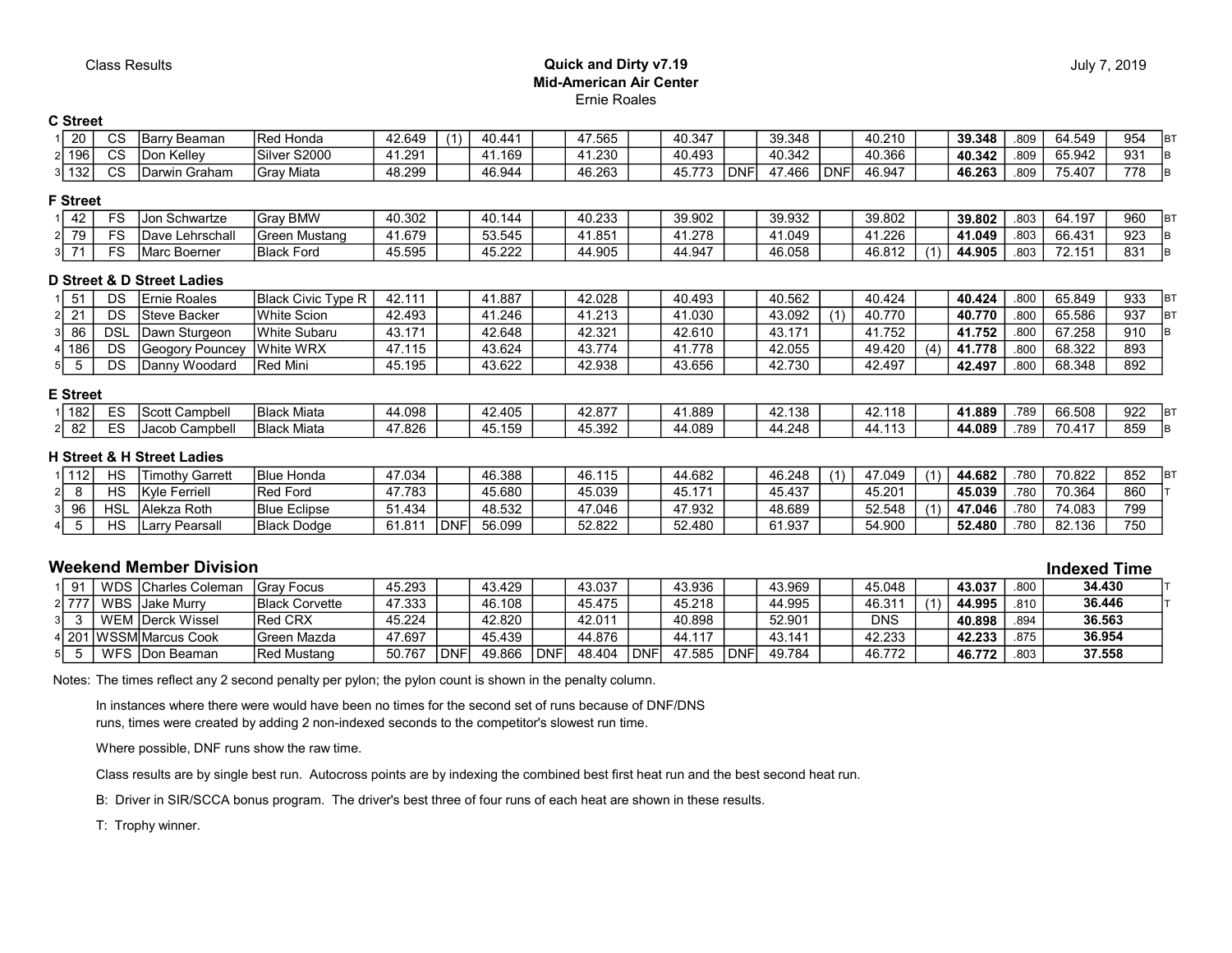Class Results

**Quick and Dirty v7.19**
**Mid-American Air Center**
Ernie Roales

July 7, 2019

### C Street

| | | | | | | | | | | | | | | | | | | | | | | |
|---|---|---|---|---|---|---|---|---|---|---|---|---|---|---|---|---|---|---|---|---|---|---|
| 1 | 20 | CS | Barry Beaman | Red Honda | 42.649 | (1) | 40.441 | | 47.565 | | 40.347 | | 39.348 | | 40.210 | | **39.348** | .809 | 64.549 | 954 | BT |
| 2 | 196 | CS | Don Kelley | Silver S2000 | 41.291 | | 41.169 | | 41.230 | | 40.493 | | 40.342 | | 40.366 | | **40.342** | .809 | 65.942 | 931 | B |
| 3 | 132 | CS | Darwin Graham | Gray Miata | 48.299 | | 46.944 | | 46.263 | | 45.773 | DNF | 47.466 | DNF | 46.947 | | **46.263** | .809 | 75.407 | 778 | B |

### F Street

| | | | | | | | | | | | | | | | | | | | | | |
|---|---|---|---|---|---|---|---|---|---|---|---|---|---|---|---|---|---|---|---|---|---|
| 1 | 42 | FS | Jon Schwartze | Gray BMW | 40.302 | | 40.144 | | 40.233 | | 39.902 | | 39.932 | | 39.802 | | **39.802** | .803 | 64.197 | 960 | BT |
| 2 | 79 | FS | Dave Lehrschall | Green Mustang | 41.679 | | 53.545 | | 41.851 | | 41.278 | | 41.049 | | 41.226 | | **41.049** | .803 | 66.431 | 923 | B |
| 3 | 71 | FS | Marc Boerner | Black Ford | 45.595 | | 45.222 | | 44.905 | | 44.947 | | 46.058 | | 46.812 | (1) | **44.905** | .803 | 72.151 | 831 | B |

### D Street & D Street Ladies

| | | | | | | | | | | | | | | | | | | | | | |
|---|---|---|---|---|---|---|---|---|---|---|---|---|---|---|---|---|---|---|---|---|---|
| 1 | 51 | DS | Ernie Roales | Black Civic Type R | 42.111 | | 41.887 | | 42.028 | | 40.493 | | 40.562 | | 40.424 | | **40.424** | .800 | 65.849 | 933 | BT |
| 2 | 21 | DS | Steve Backer | White Scion | 42.493 | | 41.246 | | 41.213 | | 41.030 | | 43.092 | (1) | 40.770 | | **40.770** | .800 | 65.586 | 937 | BT |
| 3 | 86 | DSL | Dawn Sturgeon | White Subaru | 43.171 | | 42.648 | | 42.321 | | 42.610 | | 43.171 | | 41.752 | | **41.752** | .800 | 67.258 | 910 | B |
| 4 | 186 | DS | Geogory Pouncey | White WRX | 47.115 | | 43.624 | | 43.774 | | 41.778 | | 42.055 | | 49.420 | (4) | **41.778** | .800 | 68.322 | 893 | |
| 5 | 5 | DS | Danny Woodard | Red Mini | 45.195 | | 43.622 | | 42.938 | | 43.656 | | 42.730 | | 42.497 | | **42.497** | .800 | 68.348 | 892 | |

### E Street

| | | | | | | | | | | | | | | | | | | | | | |
|---|---|---|---|---|---|---|---|---|---|---|---|---|---|---|---|---|---|---|---|---|---|
| 1 | 182 | ES | Scott Campbell | Black Miata | 44.098 | | 42.405 | | 42.877 | | 41.889 | | 42.138 | | 42.118 | | **41.889** | .789 | 66.508 | 922 | BT |
| 2 | 82 | ES | Jacob Campbell | Black Miata | 47.826 | | 45.159 | | 45.392 | | 44.089 | | 44.248 | | 44.113 | | **44.089** | .789 | 70.417 | 859 | B |

### H Street & H Street Ladies

| | | | | | | | | | | | | | | | | | | | | | |
|---|---|---|---|---|---|---|---|---|---|---|---|---|---|---|---|---|---|---|---|---|---|
| 1 | 112 | HS | Timothy Garrett | Blue Honda | 47.034 | | 46.388 | | 46.115 | | 44.682 | | 46.248 | (1) | 47.049 | (1) | **44.682** | .780 | 70.822 | 852 | BT |
| 2 | 8 | HS | Kyle Ferriell | Red Ford | 47.783 | | 45.680 | | 45.039 | | 45.171 | | 45.437 | | 45.201 | | **45.039** | .780 | 70.364 | 860 | T |
| 3 | 96 | HSL | Alekza Roth | Blue Eclipse | 51.434 | | 48.532 | | 47.046 | | 47.932 | | 48.689 | | 52.548 | (1) | **47.046** | .780 | 74.083 | 799 | |
| 4 | 5 | HS | Larry Pearsall | Black Dodge | 61.811 | DNF | 56.099 | | 52.822 | | 52.480 | | 61.937 | | 54.900 | | **52.480** | .780 | 82.136 | 750 | |

## Weekend Member Division

| | | | | | | | | | | | | | | | | | | | Indexed Time | |
|---|---|---|---|---|---|---|---|---|---|---|---|---|---|---|---|---|---|---|---|---|
| 1 | 91 | WDS | Charles Coleman | Gray Focus | 45.293 | | 43.429 | | 43.037 | | 43.936 | | 43.969 | | 45.048 | | **43.037** | .800 | **34.430** | T |
| 2 | 777 | WBS | Jake Murry | Black Corvette | 47.333 | | 46.108 | | 45.475 | | 45.218 | | 44.995 | | 46.311 | (1) | **44.995** | .810 | **36.446** | T |
| 3 | 3 | WEM | Derck Wissel | Red CRX | 45.224 | | 42.820 | | 42.011 | | 40.898 | | 52.901 | | DNS | | **40.898** | .894 | **36.563** | |
| 4 | 201 | WSSM | Marcus Cook | Green Mazda | 47.697 | | 45.439 | | 44.876 | | 44.117 | | 43.141 | | 42.233 | | **42.233** | .875 | **36.954** | |
| 5 | 5 | WFS | Don Beaman | Red Mustang | 50.767 | DNF | 49.866 | DNF | 48.404 | DNF | 47.585 | DNF | 49.784 | | 46.772 | | **46.772** | .803 | **37.558** | |

Notes: The times reflect any 2 second penalty per pylon; the pylon count is shown in the penalty column.

In instances where there were would have been no times for the second set of runs because of DNF/DNS runs, times were created by adding 2 non-indexed seconds to the competitor's slowest run time.

Where possible, DNF runs show the raw time.

Class results are by single best run. Autocross points are by indexing the combined best first heat run and the best second heat run.

B: Driver in SIR/SCCA bonus program. The driver's best three of four runs of each heat are shown in these results.

T: Trophy winner.